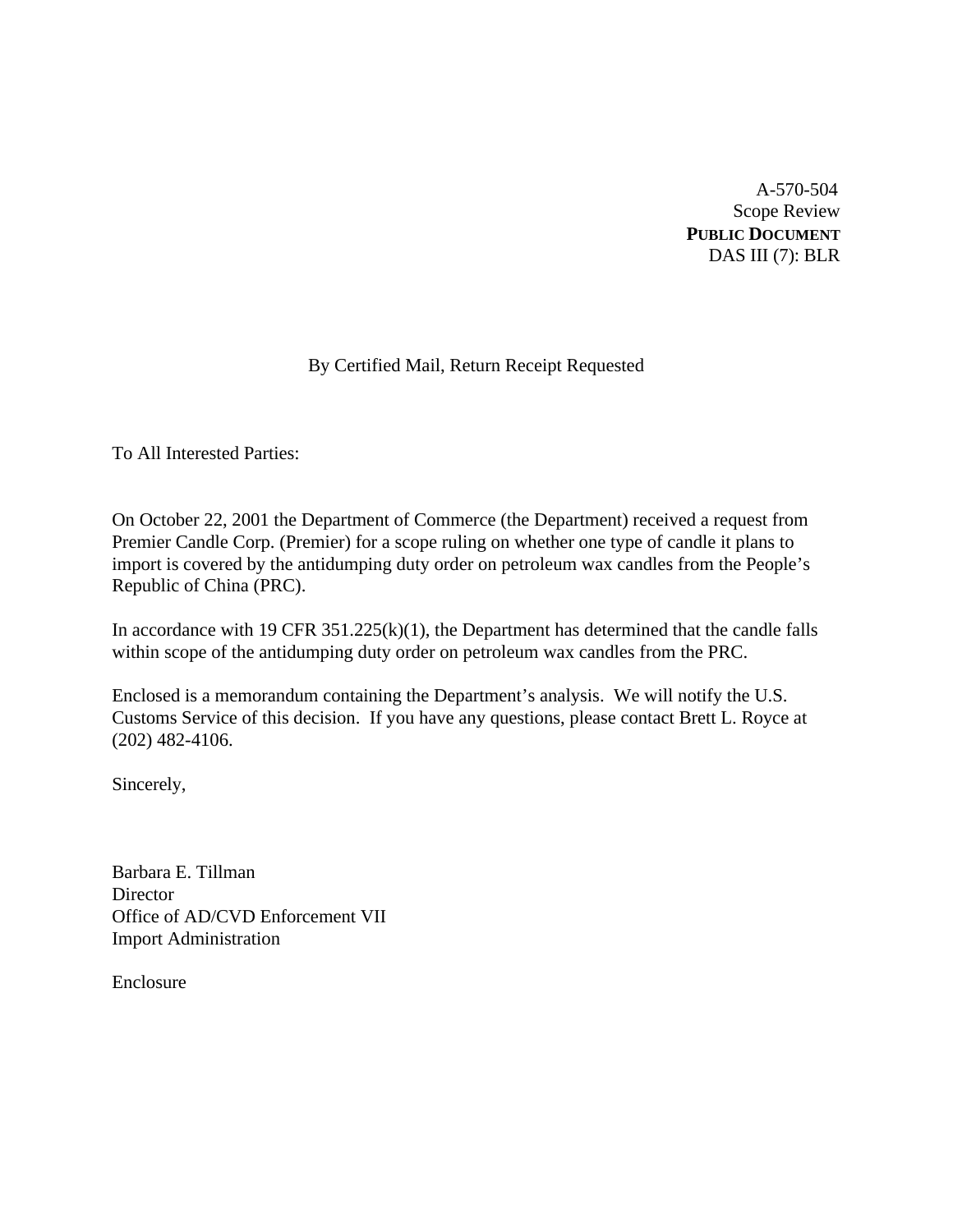A-570-504
Scope Review
**PUBLIC DOCUMENT**
DAS III (7): BLR

By Certified Mail, Return Receipt Requested

To All Interested Parties:

On October 22, 2001 the Department of Commerce (the Department) received a request from Premier Candle Corp. (Premier) for a scope ruling on whether one type of candle it plans to import is covered by the antidumping duty order on petroleum wax candles from the People's Republic of China (PRC).

In accordance with 19 CFR 351.225(k)(1), the Department has determined that the candle falls within scope of the antidumping duty order on petroleum wax candles from the PRC.

Enclosed is a memorandum containing the Department's analysis. We will notify the U.S. Customs Service of this decision. If you have any questions, please contact Brett L. Royce at (202) 482-4106.

Sincerely,

Barbara E. Tillman
Director
Office of AD/CVD Enforcement VII
Import Administration

Enclosure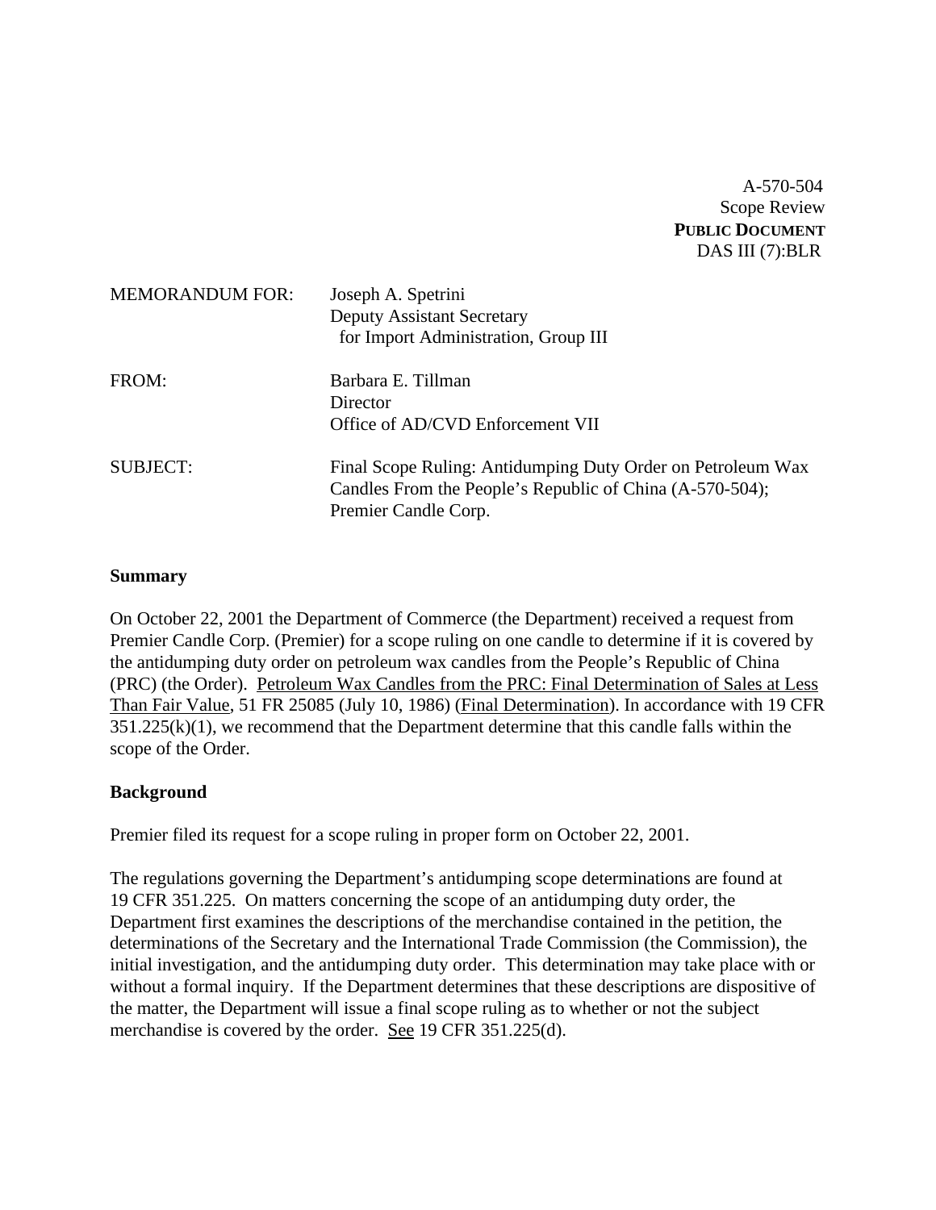A-570-504
Scope Review
**PUBLIC DOCUMENT**
DAS III (7):BLR

MEMORANDUM FOR: Joseph A. Spetrini
Deputy Assistant Secretary
for Import Administration, Group III

FROM: Barbara E. Tillman
Director
Office of AD/CVD Enforcement VII

SUBJECT: Final Scope Ruling: Antidumping Duty Order on Petroleum Wax Candles From the People's Republic of China (A-570-504); Premier Candle Corp.

**Summary**

On October 22, 2001 the Department of Commerce (the Department) received a request from Premier Candle Corp. (Premier) for a scope ruling on one candle to determine if it is covered by the antidumping duty order on petroleum wax candles from the People's Republic of China (PRC) (the Order). Petroleum Wax Candles from the PRC: Final Determination of Sales at Less Than Fair Value, 51 FR 25085 (July 10, 1986) (Final Determination). In accordance with 19 CFR 351.225(k)(1), we recommend that the Department determine that this candle falls within the scope of the Order.

**Background**

Premier filed its request for a scope ruling in proper form on October 22, 2001.

The regulations governing the Department's antidumping scope determinations are found at 19 CFR 351.225. On matters concerning the scope of an antidumping duty order, the Department first examines the descriptions of the merchandise contained in the petition, the determinations of the Secretary and the International Trade Commission (the Commission), the initial investigation, and the antidumping duty order. This determination may take place with or without a formal inquiry. If the Department determines that these descriptions are dispositive of the matter, the Department will issue a final scope ruling as to whether or not the subject merchandise is covered by the order. See 19 CFR 351.225(d).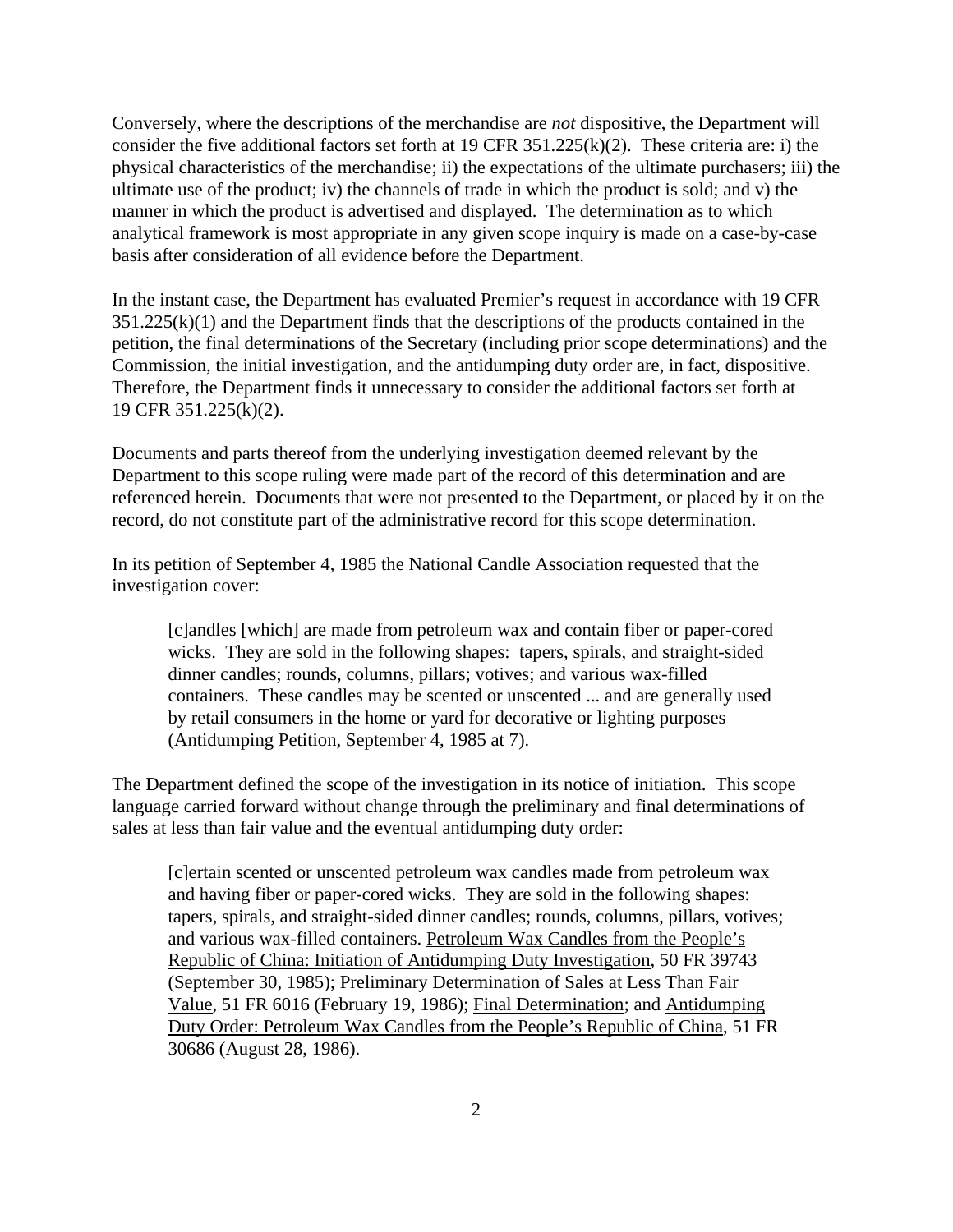Conversely, where the descriptions of the merchandise are *not* dispositive, the Department will consider the five additional factors set forth at 19 CFR 351.225(k)(2). These criteria are: i) the physical characteristics of the merchandise; ii) the expectations of the ultimate purchasers; iii) the ultimate use of the product; iv) the channels of trade in which the product is sold; and v) the manner in which the product is advertised and displayed. The determination as to which analytical framework is most appropriate in any given scope inquiry is made on a case-by-case basis after consideration of all evidence before the Department.

In the instant case, the Department has evaluated Premier's request in accordance with 19 CFR 351.225(k)(1) and the Department finds that the descriptions of the products contained in the petition, the final determinations of the Secretary (including prior scope determinations) and the Commission, the initial investigation, and the antidumping duty order are, in fact, dispositive. Therefore, the Department finds it unnecessary to consider the additional factors set forth at 19 CFR 351.225(k)(2).

Documents and parts thereof from the underlying investigation deemed relevant by the Department to this scope ruling were made part of the record of this determination and are referenced herein. Documents that were not presented to the Department, or placed by it on the record, do not constitute part of the administrative record for this scope determination.

In its petition of September 4, 1985 the National Candle Association requested that the investigation cover:

> [c]andles [which] are made from petroleum wax and contain fiber or paper-cored wicks. They are sold in the following shapes: tapers, spirals, and straight-sided dinner candles; rounds, columns, pillars; votives; and various wax-filled containers. These candles may be scented or unscented ... and are generally used by retail consumers in the home or yard for decorative or lighting purposes (Antidumping Petition, September 4, 1985 at 7).

The Department defined the scope of the investigation in its notice of initiation. This scope language carried forward without change through the preliminary and final determinations of sales at less than fair value and the eventual antidumping duty order:

> [c]ertain scented or unscented petroleum wax candles made from petroleum wax and having fiber or paper-cored wicks. They are sold in the following shapes: tapers, spirals, and straight-sided dinner candles; rounds, columns, pillars, votives; and various wax-filled containers. Petroleum Wax Candles from the People's Republic of China: Initiation of Antidumping Duty Investigation, 50 FR 39743 (September 30, 1985); Preliminary Determination of Sales at Less Than Fair Value, 51 FR 6016 (February 19, 1986); Final Determination; and Antidumping Duty Order: Petroleum Wax Candles from the People's Republic of China, 51 FR 30686 (August 28, 1986).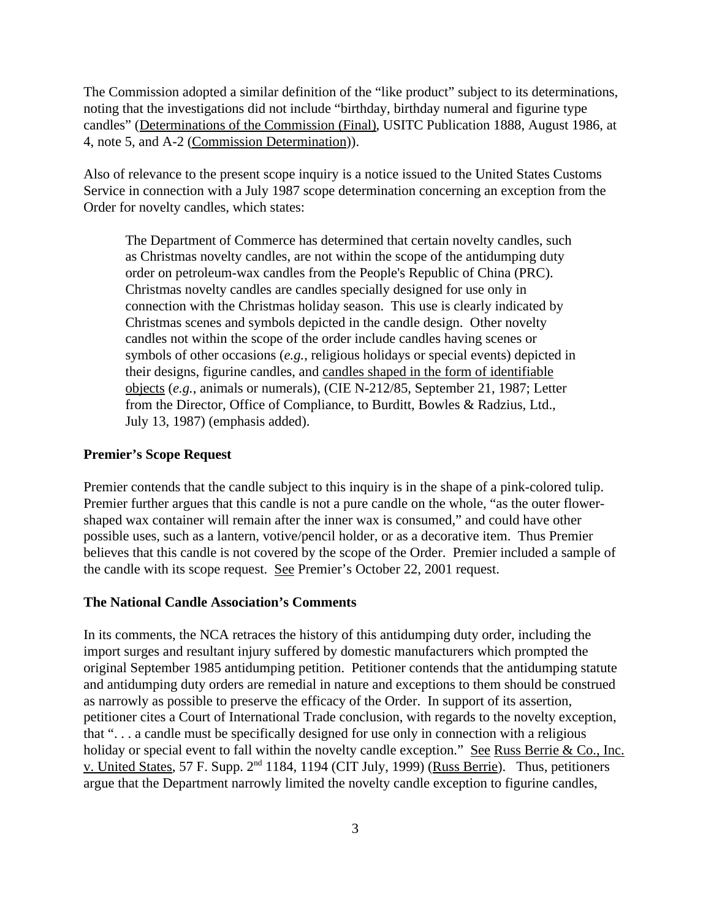The Commission adopted a similar definition of the "like product" subject to its determinations, noting that the investigations did not include "birthday, birthday numeral and figurine type candles" (Determinations of the Commission (Final), USITC Publication 1888, August 1986, at 4, note 5, and A-2 (Commission Determination)).

Also of relevance to the present scope inquiry is a notice issued to the United States Customs Service in connection with a July 1987 scope determination concerning an exception from the Order for novelty candles, which states:

> The Department of Commerce has determined that certain novelty candles, such as Christmas novelty candles, are not within the scope of the antidumping duty order on petroleum-wax candles from the People's Republic of China (PRC). Christmas novelty candles are candles specially designed for use only in connection with the Christmas holiday season. This use is clearly indicated by Christmas scenes and symbols depicted in the candle design. Other novelty candles not within the scope of the order include candles having scenes or symbols of other occasions (*e.g.*, religious holidays or special events) depicted in their designs, figurine candles, and candles shaped in the form of identifiable objects (*e.g.*, animals or numerals), (CIE N-212/85, September 21, 1987; Letter from the Director, Office of Compliance, to Burditt, Bowles & Radzius, Ltd., July 13, 1987) (emphasis added).

**Premier's Scope Request**

Premier contends that the candle subject to this inquiry is in the shape of a pink-colored tulip. Premier further argues that this candle is not a pure candle on the whole, "as the outer flower-shaped wax container will remain after the inner wax is consumed," and could have other possible uses, such as a lantern, votive/pencil holder, or as a decorative item. Thus Premier believes that this candle is not covered by the scope of the Order. Premier included a sample of the candle with its scope request. See Premier's October 22, 2001 request.

**The National Candle Association's Comments**

In its comments, the NCA retraces the history of this antidumping duty order, including the import surges and resultant injury suffered by domestic manufacturers which prompted the original September 1985 antidumping petition. Petitioner contends that the antidumping statute and antidumping duty orders are remedial in nature and exceptions to them should be construed as narrowly as possible to preserve the efficacy of the Order. In support of its assertion, petitioner cites a Court of International Trade conclusion, with regards to the novelty exception, that ". . . a candle must be specifically designed for use only in connection with a religious holiday or special event to fall within the novelty candle exception." See Russ Berrie & Co., Inc. v. United States, 57 F. Supp. 2nd 1184, 1194 (CIT July, 1999) (Russ Berrie). Thus, petitioners argue that the Department narrowly limited the novelty candle exception to figurine candles,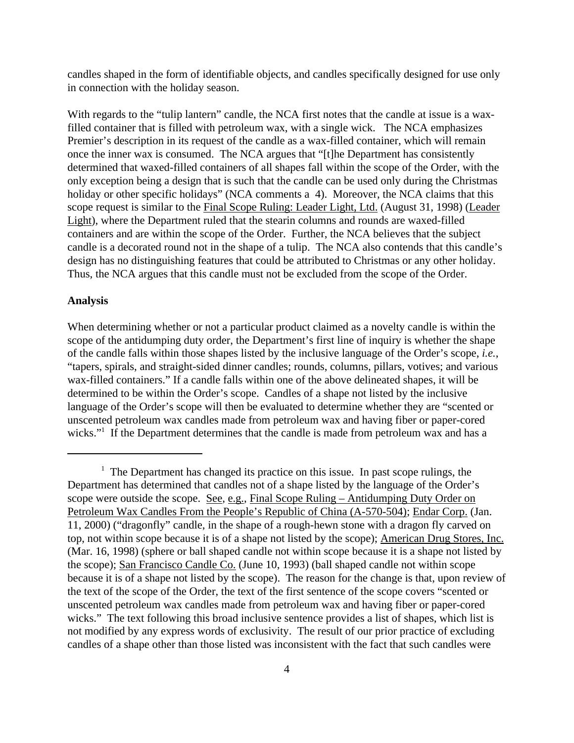candles shaped in the form of identifiable objects, and candles specifically designed for use only in connection with the holiday season.

With regards to the "tulip lantern" candle, the NCA first notes that the candle at issue is a wax-filled container that is filled with petroleum wax, with a single wick. The NCA emphasizes Premier's description in its request of the candle as a wax-filled container, which will remain once the inner wax is consumed. The NCA argues that "[t]he Department has consistently determined that waxed-filled containers of all shapes fall within the scope of the Order, with the only exception being a design that is such that the candle can be used only during the Christmas holiday or other specific holidays" (NCA comments a 4). Moreover, the NCA claims that this scope request is similar to the Final Scope Ruling: Leader Light, Ltd. (August 31, 1998) (Leader Light), where the Department ruled that the stearin columns and rounds are waxed-filled containers and are within the scope of the Order. Further, the NCA believes that the subject candle is a decorated round not in the shape of a tulip. The NCA also contends that this candle's design has no distinguishing features that could be attributed to Christmas or any other holiday. Thus, the NCA argues that this candle must not be excluded from the scope of the Order.

**Analysis**

When determining whether or not a particular product claimed as a novelty candle is within the scope of the antidumping duty order, the Department's first line of inquiry is whether the shape of the candle falls within those shapes listed by the inclusive language of the Order's scope, *i.e.*, "tapers, spirals, and straight-sided dinner candles; rounds, columns, pillars, votives; and various wax-filled containers." If a candle falls within one of the above delineated shapes, it will be determined to be within the Order's scope. Candles of a shape not listed by the inclusive language of the Order's scope will then be evaluated to determine whether they are "scented or unscented petroleum wax candles made from petroleum wax and having fiber or paper-cored wicks."[1] If the Department determines that the candle is made from petroleum wax and has a

---

[1] The Department has changed its practice on this issue. In past scope rulings, the Department has determined that candles not of a shape listed by the language of the Order's scope were outside the scope. See, e.g., Final Scope Ruling – Antidumping Duty Order on Petroleum Wax Candles From the People's Republic of China (A-570-504); Endar Corp. (Jan. 11, 2000) ("dragonfly" candle, in the shape of a rough-hewn stone with a dragon fly carved on top, not within scope because it is of a shape not listed by the scope); American Drug Stores, Inc. (Mar. 16, 1998) (sphere or ball shaped candle not within scope because it is a shape not listed by the scope); San Francisco Candle Co. (June 10, 1993) (ball shaped candle not within scope because it is of a shape not listed by the scope). The reason for the change is that, upon review of the text of the scope of the Order, the text of the first sentence of the scope covers "scented or unscented petroleum wax candles made from petroleum wax and having fiber or paper-cored wicks." The text following this broad inclusive sentence provides a list of shapes, which list is not modified by any express words of exclusivity. The result of our prior practice of excluding candles of a shape other than those listed was inconsistent with the fact that such candles were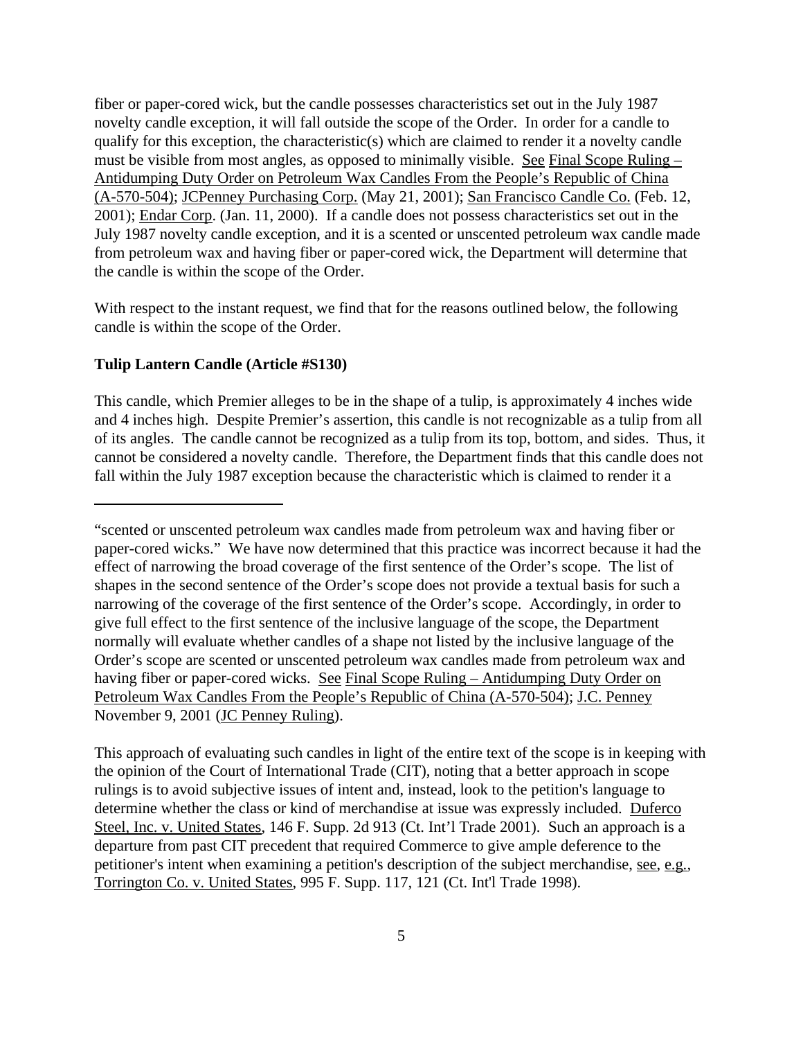fiber or paper-cored wick, but the candle possesses characteristics set out in the July 1987 novelty candle exception, it will fall outside the scope of the Order. In order for a candle to qualify for this exception, the characteristic(s) which are claimed to render it a novelty candle must be visible from most angles, as opposed to minimally visible. See Final Scope Ruling – Antidumping Duty Order on Petroleum Wax Candles From the People's Republic of China (A-570-504); JCPenney Purchasing Corp. (May 21, 2001); San Francisco Candle Co. (Feb. 12, 2001); Endar Corp. (Jan. 11, 2000). If a candle does not possess characteristics set out in the July 1987 novelty candle exception, and it is a scented or unscented petroleum wax candle made from petroleum wax and having fiber or paper-cored wick, the Department will determine that the candle is within the scope of the Order.

With respect to the instant request, we find that for the reasons outlined below, the following candle is within the scope of the Order.

**Tulip Lantern Candle (Article #S130)**

This candle, which Premier alleges to be in the shape of a tulip, is approximately 4 inches wide and 4 inches high. Despite Premier's assertion, this candle is not recognizable as a tulip from all of its angles. The candle cannot be recognized as a tulip from its top, bottom, and sides. Thus, it cannot be considered a novelty candle. Therefore, the Department finds that this candle does not fall within the July 1987 exception because the characteristic which is claimed to render it a

---

"scented or unscented petroleum wax candles made from petroleum wax and having fiber or paper-cored wicks." We have now determined that this practice was incorrect because it had the effect of narrowing the broad coverage of the first sentence of the Order's scope. The list of shapes in the second sentence of the Order's scope does not provide a textual basis for such a narrowing of the coverage of the first sentence of the Order's scope. Accordingly, in order to give full effect to the first sentence of the inclusive language of the scope, the Department normally will evaluate whether candles of a shape not listed by the inclusive language of the Order's scope are scented or unscented petroleum wax candles made from petroleum wax and having fiber or paper-cored wicks. See Final Scope Ruling – Antidumping Duty Order on Petroleum Wax Candles From the People's Republic of China (A-570-504); J.C. Penney November 9, 2001 (JC Penney Ruling).

This approach of evaluating such candles in light of the entire text of the scope is in keeping with the opinion of the Court of International Trade (CIT), noting that a better approach in scope rulings is to avoid subjective issues of intent and, instead, look to the petition's language to determine whether the class or kind of merchandise at issue was expressly included. Duferco Steel, Inc. v. United States, 146 F. Supp. 2d 913 (Ct. Int'l Trade 2001). Such an approach is a departure from past CIT precedent that required Commerce to give ample deference to the petitioner's intent when examining a petition's description of the subject merchandise, see, e.g., Torrington Co. v. United States, 995 F. Supp. 117, 121 (Ct. Int'l Trade 1998).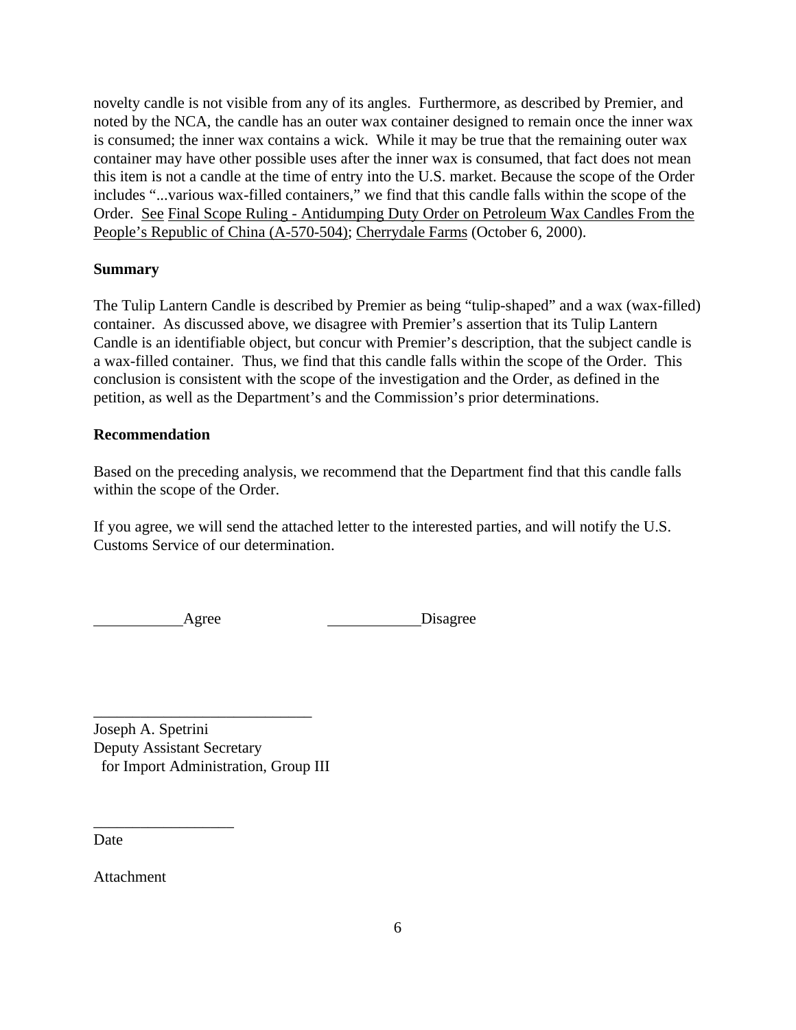novelty candle is not visible from any of its angles. Furthermore, as described by Premier, and noted by the NCA, the candle has an outer wax container designed to remain once the inner wax is consumed; the inner wax contains a wick. While it may be true that the remaining outer wax container may have other possible uses after the inner wax is consumed, that fact does not mean this item is not a candle at the time of entry into the U.S. market. Because the scope of the Order includes "...various wax-filled containers," we find that this candle falls within the scope of the Order. See Final Scope Ruling - Antidumping Duty Order on Petroleum Wax Candles From the People's Republic of China (A-570-504); Cherrydale Farms (October 6, 2000).

**Summary**

The Tulip Lantern Candle is described by Premier as being "tulip-shaped" and a wax (wax-filled) container. As discussed above, we disagree with Premier's assertion that its Tulip Lantern Candle is an identifiable object, but concur with Premier's description, that the subject candle is a wax-filled container. Thus, we find that this candle falls within the scope of the Order. This conclusion is consistent with the scope of the investigation and the Order, as defined in the petition, as well as the Department's and the Commission's prior determinations.

**Recommendation**

Based on the preceding analysis, we recommend that the Department find that this candle falls within the scope of the Order.

If you agree, we will send the attached letter to the interested parties, and will notify the U.S. Customs Service of our determination.

\_\_\_\_\_\_\_\_\_\_\_\_Agree \_\_\_\_\_\_\_\_\_\_\_\_Disagree

\_\_\_\_\_\_\_\_\_\_\_\_\_\_\_\_\_\_\_\_\_\_\_\_\_\_\_\_\_\_
Joseph A. Spetrini
Deputy Assistant Secretary
for Import Administration, Group III

\_\_\_\_\_\_\_\_\_\_\_\_\_\_\_\_\_\_\_
Date

Attachment